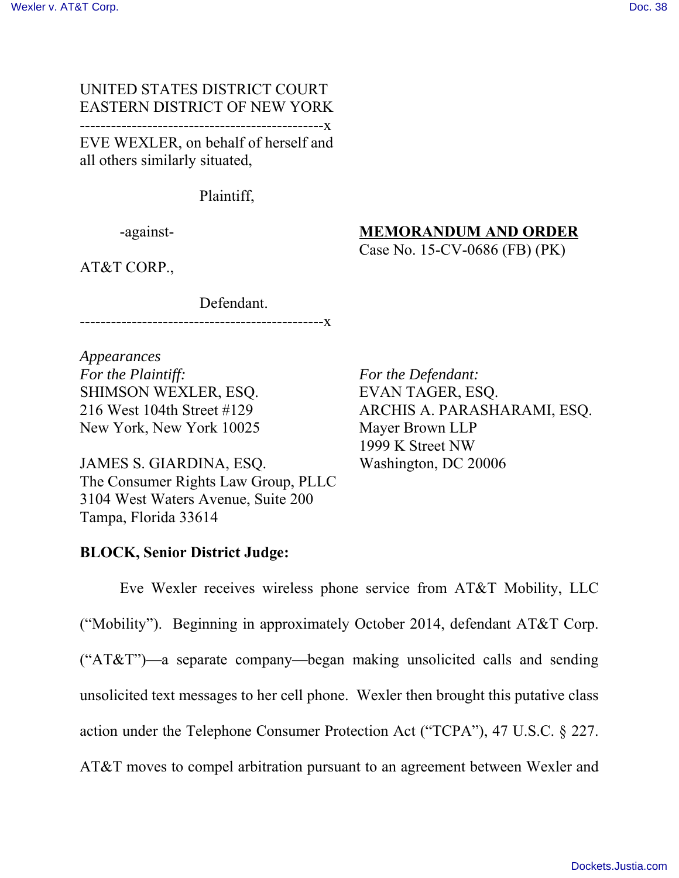UNITED STATES DISTRICT COURT
EASTERN DISTRICT OF NEW YORK

-----------------------------------------------x

EVE WEXLER, on behalf of herself and all others similarly situated,

Plaintiff,

-against-

AT&T CORP.,

Defendant.

-----------------------------------------------x

**MEMORANDUM AND ORDER**
Case No. 15-CV-0686 (FB) (PK)

*Appearances*

*For the Plaintiff:*
SHIMSON WEXLER, ESQ.
216 West 104th Street #129
New York, New York 10025

JAMES S. GIARDINA, ESQ.
The Consumer Rights Law Group, PLLC
3104 West Waters Avenue, Suite 200
Tampa, Florida 33614

*For the Defendant:*
EVAN TAGER, ESQ.
ARCHIS A. PARASHARAMI, ESQ.
Mayer Brown LLP
1999 K Street NW
Washington, DC 20006

**BLOCK, Senior District Judge:**

Eve Wexler receives wireless phone service from AT&T Mobility, LLC ("Mobility"). Beginning in approximately October 2014, defendant AT&T Corp. ("AT&T")—a separate company—began making unsolicited calls and sending unsolicited text messages to her cell phone. Wexler then brought this putative class action under the Telephone Consumer Protection Act ("TCPA"), 47 U.S.C. § 227. AT&T moves to compel arbitration pursuant to an agreement between Wexler and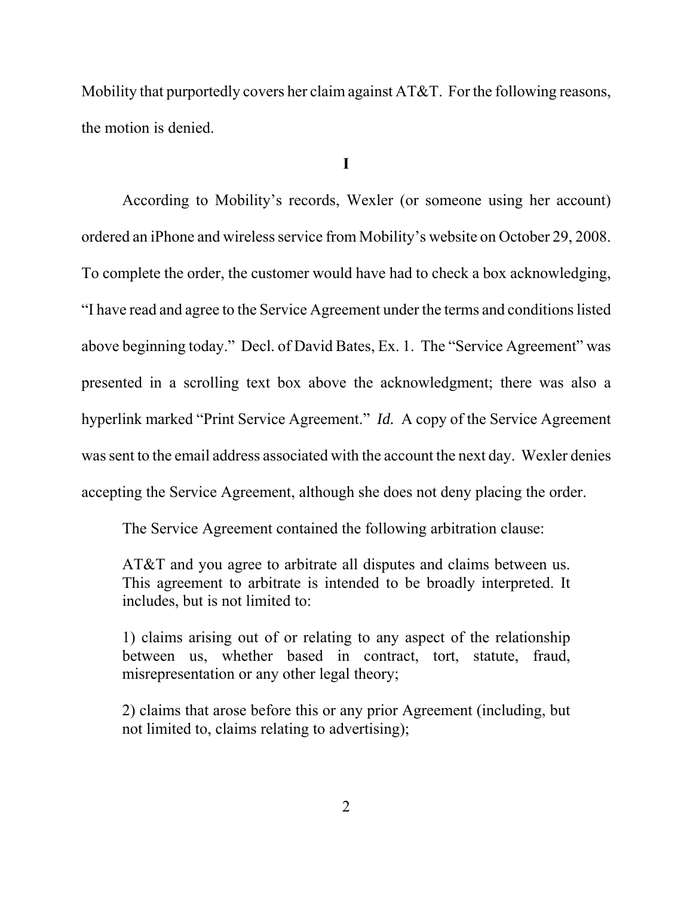Mobility that purportedly covers her claim against AT&T. For the following reasons, the motion is denied.

**I**

According to Mobility's records, Wexler (or someone using her account) ordered an iPhone and wireless service from Mobility's website on October 29, 2008. To complete the order, the customer would have had to check a box acknowledging, "I have read and agree to the Service Agreement under the terms and conditions listed above beginning today." Decl. of David Bates, Ex. 1. The "Service Agreement" was presented in a scrolling text box above the acknowledgment; there was also a hyperlink marked "Print Service Agreement." *Id.* A copy of the Service Agreement was sent to the email address associated with the account the next day. Wexler denies accepting the Service Agreement, although she does not deny placing the order.

The Service Agreement contained the following arbitration clause:

> AT&T and you agree to arbitrate all disputes and claims between us. This agreement to arbitrate is intended to be broadly interpreted. It includes, but is not limited to:
>
> 1) claims arising out of or relating to any aspect of the relationship between us, whether based in contract, tort, statute, fraud, misrepresentation or any other legal theory;
>
> 2) claims that arose before this or any prior Agreement (including, but not limited to, claims relating to advertising);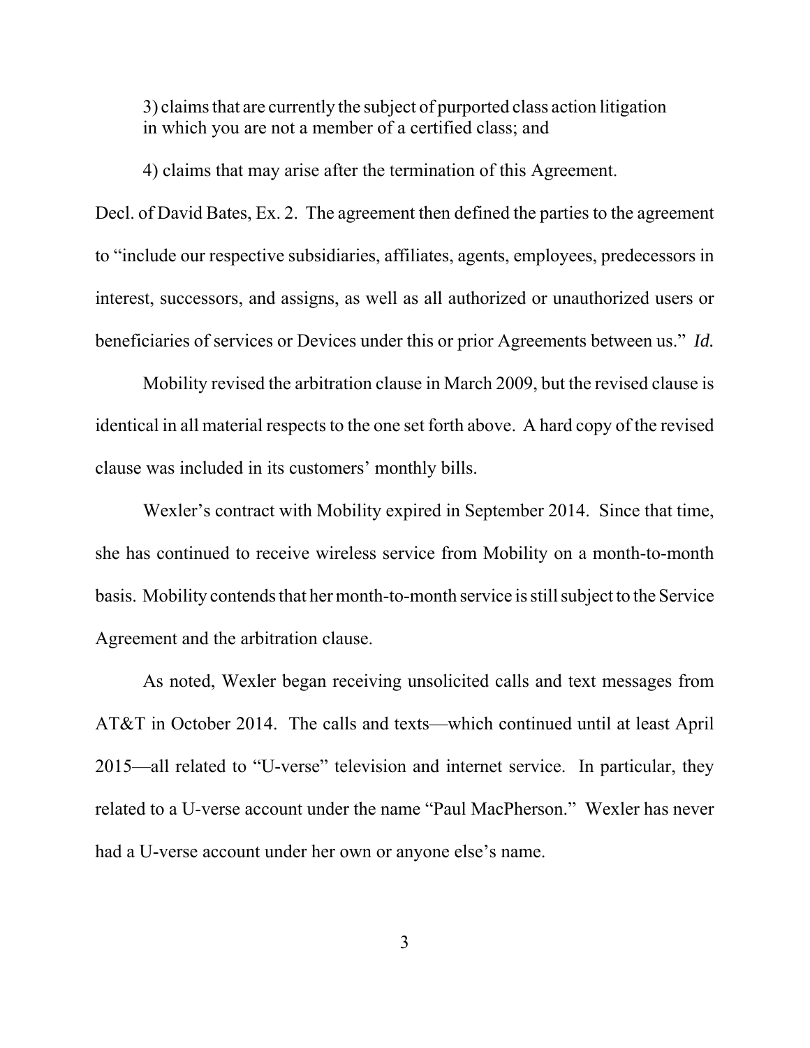> 3) claims that are currently the subject of purported class action litigation in which you are not a member of a certified class; and
>
> 4) claims that may arise after the termination of this Agreement.

Decl. of David Bates, Ex. 2. The agreement then defined the parties to the agreement to "include our respective subsidiaries, affiliates, agents, employees, predecessors in interest, successors, and assigns, as well as all authorized or unauthorized users or beneficiaries of services or Devices under this or prior Agreements between us." *Id.*

Mobility revised the arbitration clause in March 2009, but the revised clause is identical in all material respects to the one set forth above. A hard copy of the revised clause was included in its customers' monthly bills.

Wexler's contract with Mobility expired in September 2014. Since that time, she has continued to receive wireless service from Mobility on a month-to-month basis. Mobility contends that her month-to-month service is still subject to the Service Agreement and the arbitration clause.

As noted, Wexler began receiving unsolicited calls and text messages from AT&T in October 2014. The calls and texts—which continued until at least April 2015—all related to "U-verse" television and internet service. In particular, they related to a U-verse account under the name "Paul MacPherson." Wexler has never had a U-verse account under her own or anyone else's name.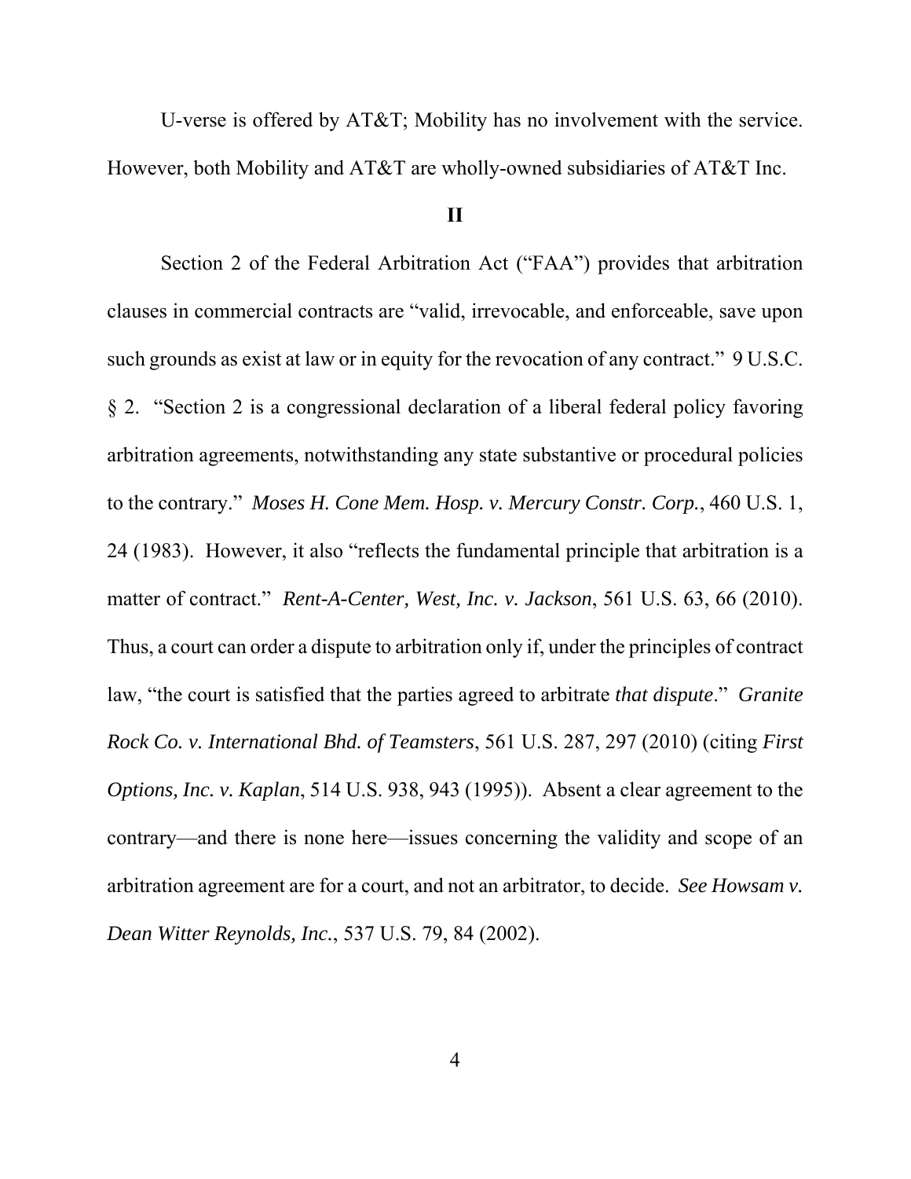U-verse is offered by AT&T; Mobility has no involvement with the service. However, both Mobility and AT&T are wholly-owned subsidiaries of AT&T Inc.

## II

Section 2 of the Federal Arbitration Act ("FAA") provides that arbitration clauses in commercial contracts are "valid, irrevocable, and enforceable, save upon such grounds as exist at law or in equity for the revocation of any contract." 9 U.S.C. § 2. "Section 2 is a congressional declaration of a liberal federal policy favoring arbitration agreements, notwithstanding any state substantive or procedural policies to the contrary." *Moses H. Cone Mem. Hosp. v. Mercury Constr. Corp.*, 460 U.S. 1, 24 (1983). However, it also "reflects the fundamental principle that arbitration is a matter of contract." *Rent-A-Center, West, Inc. v. Jackson*, 561 U.S. 63, 66 (2010). Thus, a court can order a dispute to arbitration only if, under the principles of contract law, "the court is satisfied that the parties agreed to arbitrate *that dispute*." *Granite Rock Co. v. International Bhd. of Teamsters*, 561 U.S. 287, 297 (2010) (citing *First Options, Inc. v. Kaplan*, 514 U.S. 938, 943 (1995)). Absent a clear agreement to the contrary—and there is none here—issues concerning the validity and scope of an arbitration agreement are for a court, and not an arbitrator, to decide. *See Howsam v. Dean Witter Reynolds, Inc.*, 537 U.S. 79, 84 (2002).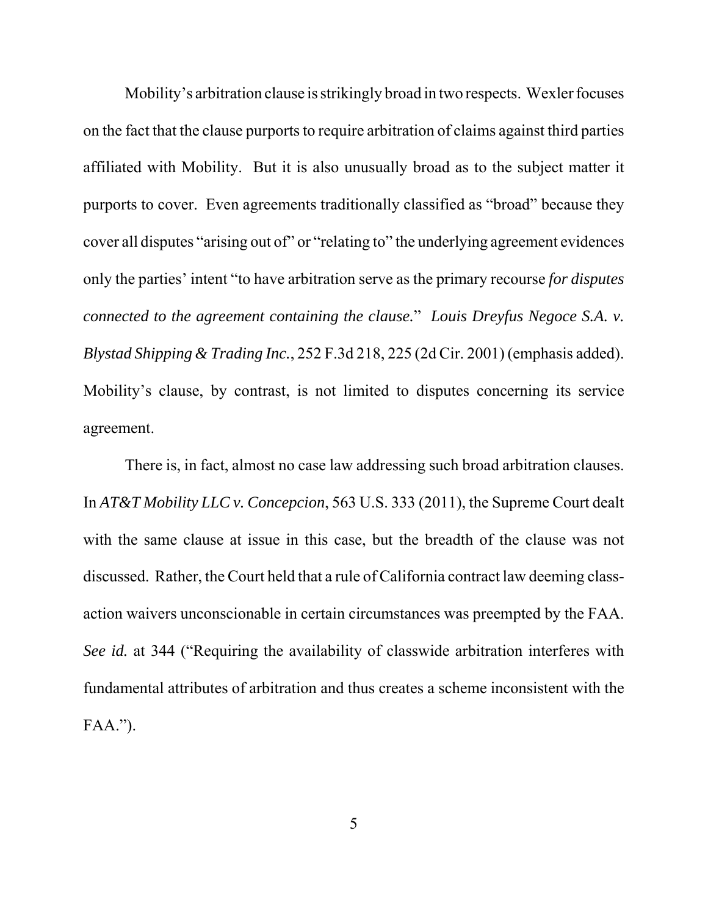Mobility's arbitration clause is strikingly broad in two respects. Wexler focuses on the fact that the clause purports to require arbitration of claims against third parties affiliated with Mobility. But it is also unusually broad as to the subject matter it purports to cover. Even agreements traditionally classified as "broad" because they cover all disputes "arising out of" or "relating to" the underlying agreement evidences only the parties' intent "to have arbitration serve as the primary recourse *for disputes connected to the agreement containing the clause.*" *Louis Dreyfus Negoce S.A. v. Blystad Shipping & Trading Inc.*, 252 F.3d 218, 225 (2d Cir. 2001) (emphasis added). Mobility's clause, by contrast, is not limited to disputes concerning its service agreement.

There is, in fact, almost no case law addressing such broad arbitration clauses. In *AT&T Mobility LLC v. Concepcion*, 563 U.S. 333 (2011), the Supreme Court dealt with the same clause at issue in this case, but the breadth of the clause was not discussed. Rather, the Court held that a rule of California contract law deeming class-action waivers unconscionable in certain circumstances was preempted by the FAA. *See id.* at 344 ("Requiring the availability of classwide arbitration interferes with fundamental attributes of arbitration and thus creates a scheme inconsistent with the FAA.").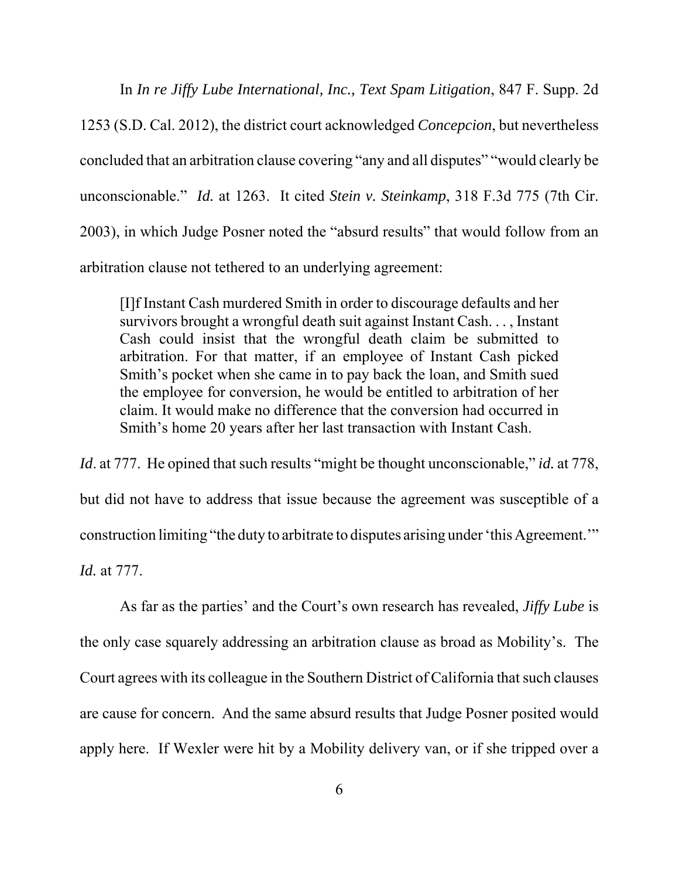In *In re Jiffy Lube International, Inc., Text Spam Litigation*, 847 F. Supp. 2d 1253 (S.D. Cal. 2012), the district court acknowledged *Concepcion*, but nevertheless concluded that an arbitration clause covering "any and all disputes" "would clearly be unconscionable." *Id.* at 1263. It cited *Stein v. Steinkamp*, 318 F.3d 775 (7th Cir. 2003), in which Judge Posner noted the "absurd results" that would follow from an arbitration clause not tethered to an underlying agreement:

> [I]f Instant Cash murdered Smith in order to discourage defaults and her survivors brought a wrongful death suit against Instant Cash. . . , Instant Cash could insist that the wrongful death claim be submitted to arbitration. For that matter, if an employee of Instant Cash picked Smith's pocket when she came in to pay back the loan, and Smith sued the employee for conversion, he would be entitled to arbitration of her claim. It would make no difference that the conversion had occurred in Smith's home 20 years after her last transaction with Instant Cash.

*Id*. at 777. He opined that such results "might be thought unconscionable," *id.* at 778, but did not have to address that issue because the agreement was susceptible of a construction limiting "the duty to arbitrate to disputes arising under 'this Agreement.'" *Id.* at 777.

As far as the parties' and the Court's own research has revealed, *Jiffy Lube* is the only case squarely addressing an arbitration clause as broad as Mobility's. The Court agrees with its colleague in the Southern District of California that such clauses are cause for concern. And the same absurd results that Judge Posner posited would apply here. If Wexler were hit by a Mobility delivery van, or if she tripped over a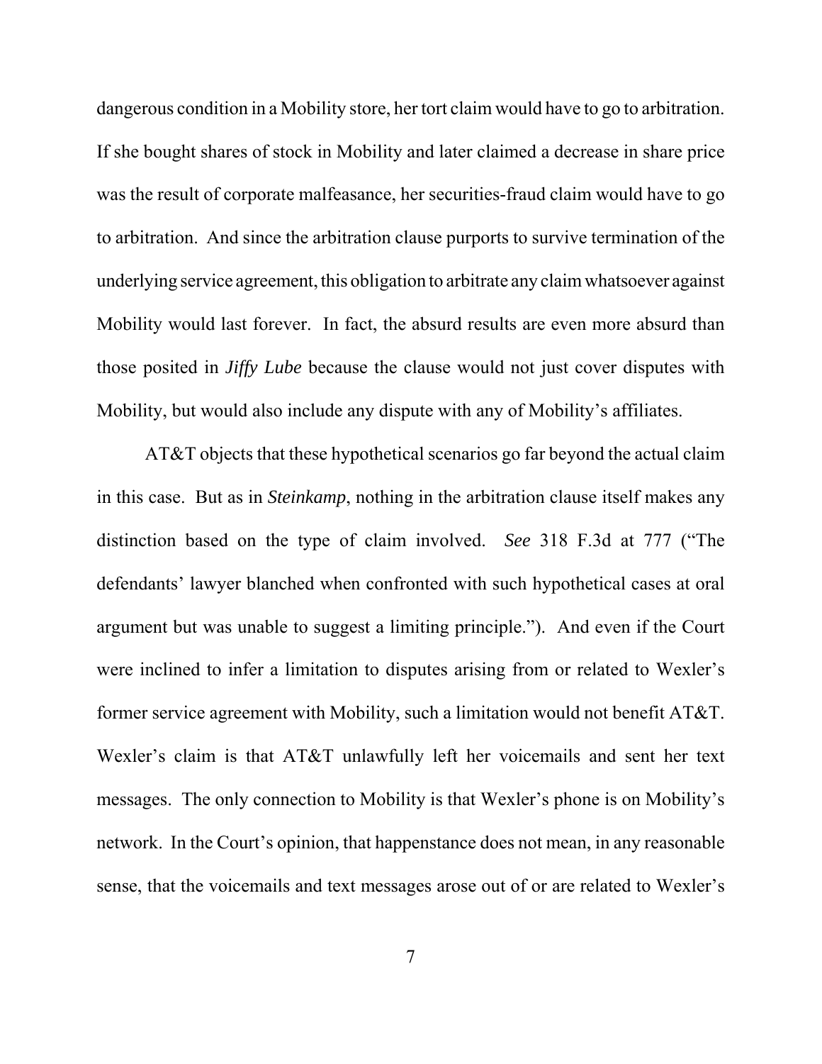dangerous condition in a Mobility store, her tort claim would have to go to arbitration. If she bought shares of stock in Mobility and later claimed a decrease in share price was the result of corporate malfeasance, her securities-fraud claim would have to go to arbitration. And since the arbitration clause purports to survive termination of the underlying service agreement, this obligation to arbitrate any claim whatsoever against Mobility would last forever. In fact, the absurd results are even more absurd than those posited in *Jiffy Lube* because the clause would not just cover disputes with Mobility, but would also include any dispute with any of Mobility's affiliates.

AT&T objects that these hypothetical scenarios go far beyond the actual claim in this case. But as in *Steinkamp*, nothing in the arbitration clause itself makes any distinction based on the type of claim involved. *See* 318 F.3d at 777 ("The defendants' lawyer blanched when confronted with such hypothetical cases at oral argument but was unable to suggest a limiting principle."). And even if the Court were inclined to infer a limitation to disputes arising from or related to Wexler's former service agreement with Mobility, such a limitation would not benefit AT&T. Wexler's claim is that AT&T unlawfully left her voicemails and sent her text messages. The only connection to Mobility is that Wexler's phone is on Mobility's network. In the Court's opinion, that happenstance does not mean, in any reasonable sense, that the voicemails and text messages arose out of or are related to Wexler's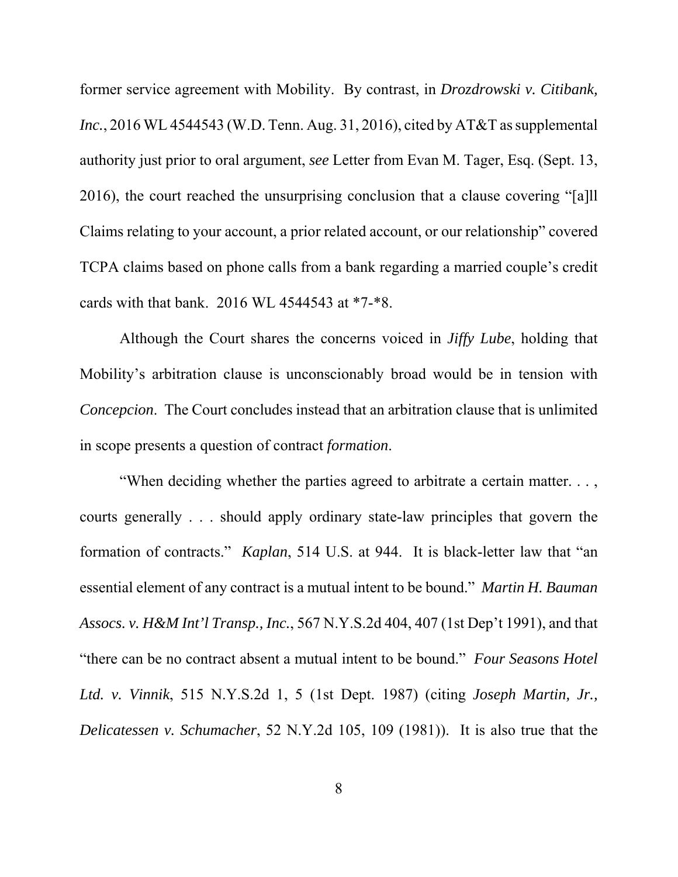former service agreement with Mobility. By contrast, in *Drozdrowski v. Citibank, Inc.*, 2016 WL 4544543 (W.D. Tenn. Aug. 31, 2016), cited by AT&T as supplemental authority just prior to oral argument, *see* Letter from Evan M. Tager, Esq. (Sept. 13, 2016), the court reached the unsurprising conclusion that a clause covering "[a]ll Claims relating to your account, a prior related account, or our relationship" covered TCPA claims based on phone calls from a bank regarding a married couple's credit cards with that bank. 2016 WL 4544543 at *7-*8.

Although the Court shares the concerns voiced in *Jiffy Lube*, holding that Mobility's arbitration clause is unconscionably broad would be in tension with *Concepcion*. The Court concludes instead that an arbitration clause that is unlimited in scope presents a question of contract *formation*.

"When deciding whether the parties agreed to arbitrate a certain matter. . . , courts generally . . . should apply ordinary state-law principles that govern the formation of contracts." *Kaplan*, 514 U.S. at 944. It is black-letter law that "an essential element of any contract is a mutual intent to be bound." *Martin H. Bauman Assocs. v. H&M Int'l Transp., Inc.*, 567 N.Y.S.2d 404, 407 (1st Dep't 1991), and that "there can be no contract absent a mutual intent to be bound." *Four Seasons Hotel Ltd. v. Vinnik*, 515 N.Y.S.2d 1, 5 (1st Dept. 1987) (citing *Joseph Martin, Jr., Delicatessen v. Schumacher*, 52 N.Y.2d 105, 109 (1981)). It is also true that the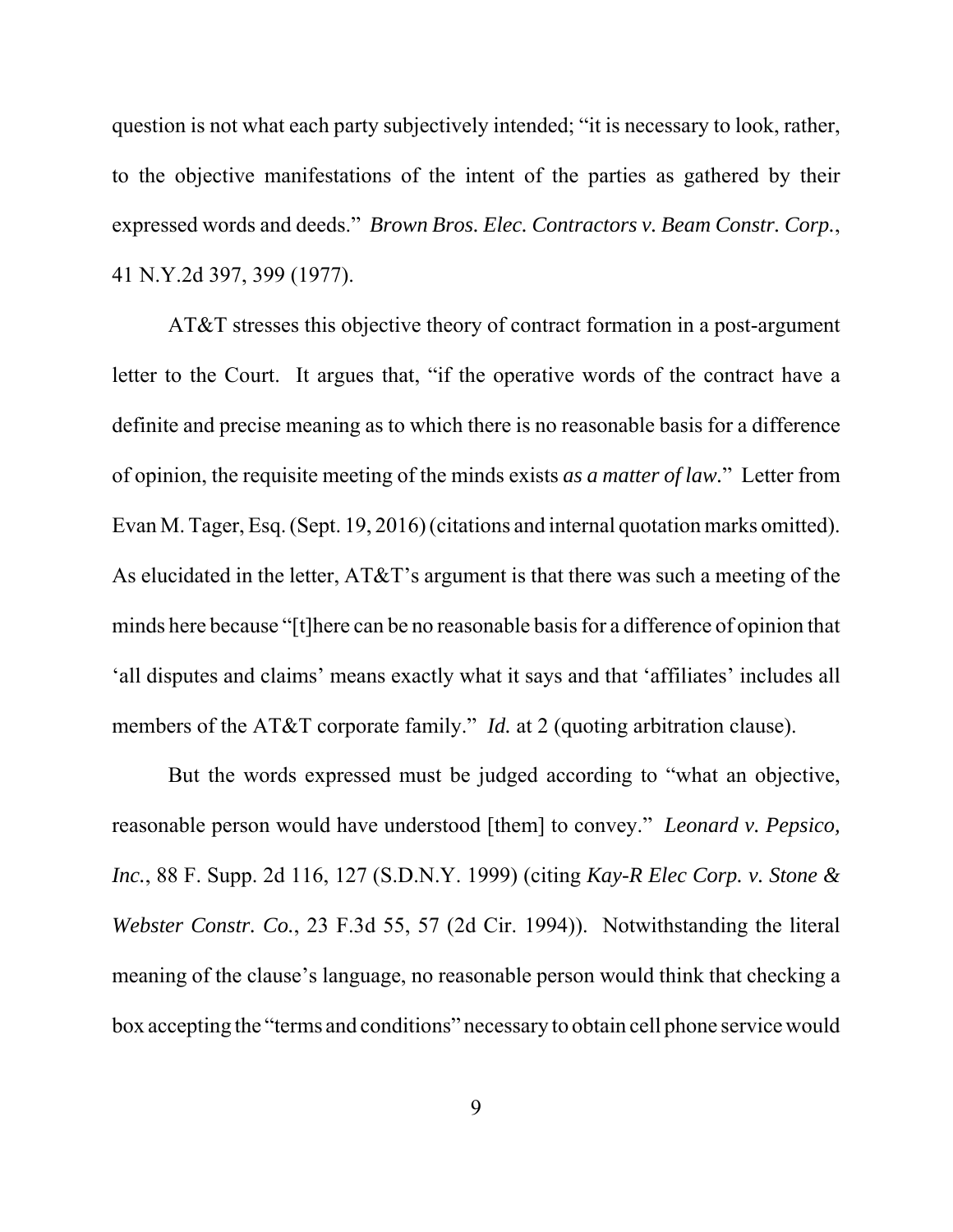question is not what each party subjectively intended; "it is necessary to look, rather, to the objective manifestations of the intent of the parties as gathered by their expressed words and deeds." *Brown Bros. Elec. Contractors v. Beam Constr. Corp.*, 41 N.Y.2d 397, 399 (1977).

AT&T stresses this objective theory of contract formation in a post-argument letter to the Court. It argues that, "if the operative words of the contract have a definite and precise meaning as to which there is no reasonable basis for a difference of opinion, the requisite meeting of the minds exists *as a matter of law.*" Letter from Evan M. Tager, Esq. (Sept. 19, 2016) (citations and internal quotation marks omitted). As elucidated in the letter, AT&T's argument is that there was such a meeting of the minds here because "[t]here can be no reasonable basis for a difference of opinion that 'all disputes and claims' means exactly what it says and that 'affiliates' includes all members of the AT&T corporate family." *Id.* at 2 (quoting arbitration clause).

But the words expressed must be judged according to "what an objective, reasonable person would have understood [them] to convey." *Leonard v. Pepsico, Inc.*, 88 F. Supp. 2d 116, 127 (S.D.N.Y. 1999) (citing *Kay-R Elec Corp. v. Stone & Webster Constr. Co.*, 23 F.3d 55, 57 (2d Cir. 1994)). Notwithstanding the literal meaning of the clause's language, no reasonable person would think that checking a box accepting the "terms and conditions" necessary to obtain cell phone service would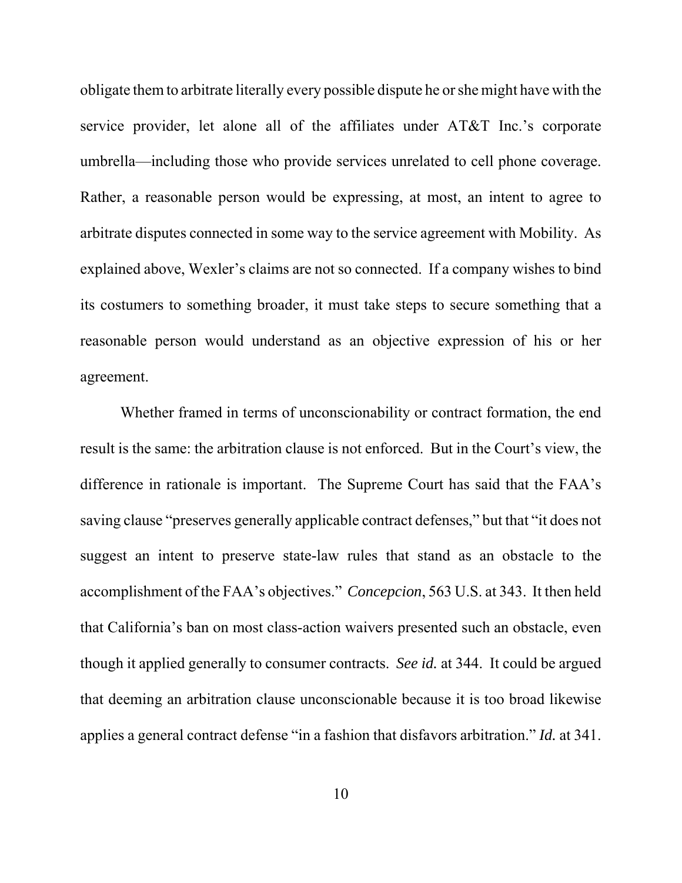obligate them to arbitrate literally every possible dispute he or she might have with the service provider, let alone all of the affiliates under AT&T Inc.'s corporate umbrella—including those who provide services unrelated to cell phone coverage. Rather, a reasonable person would be expressing, at most, an intent to agree to arbitrate disputes connected in some way to the service agreement with Mobility. As explained above, Wexler's claims are not so connected. If a company wishes to bind its costumers to something broader, it must take steps to secure something that a reasonable person would understand as an objective expression of his or her agreement.

Whether framed in terms of unconscionability or contract formation, the end result is the same: the arbitration clause is not enforced. But in the Court's view, the difference in rationale is important. The Supreme Court has said that the FAA's saving clause "preserves generally applicable contract defenses," but that "it does not suggest an intent to preserve state-law rules that stand as an obstacle to the accomplishment of the FAA's objectives." *Concepcion*, 563 U.S. at 343. It then held that California's ban on most class-action waivers presented such an obstacle, even though it applied generally to consumer contracts. *See id.* at 344. It could be argued that deeming an arbitration clause unconscionable because it is too broad likewise applies a general contract defense "in a fashion that disfavors arbitration." *Id.* at 341.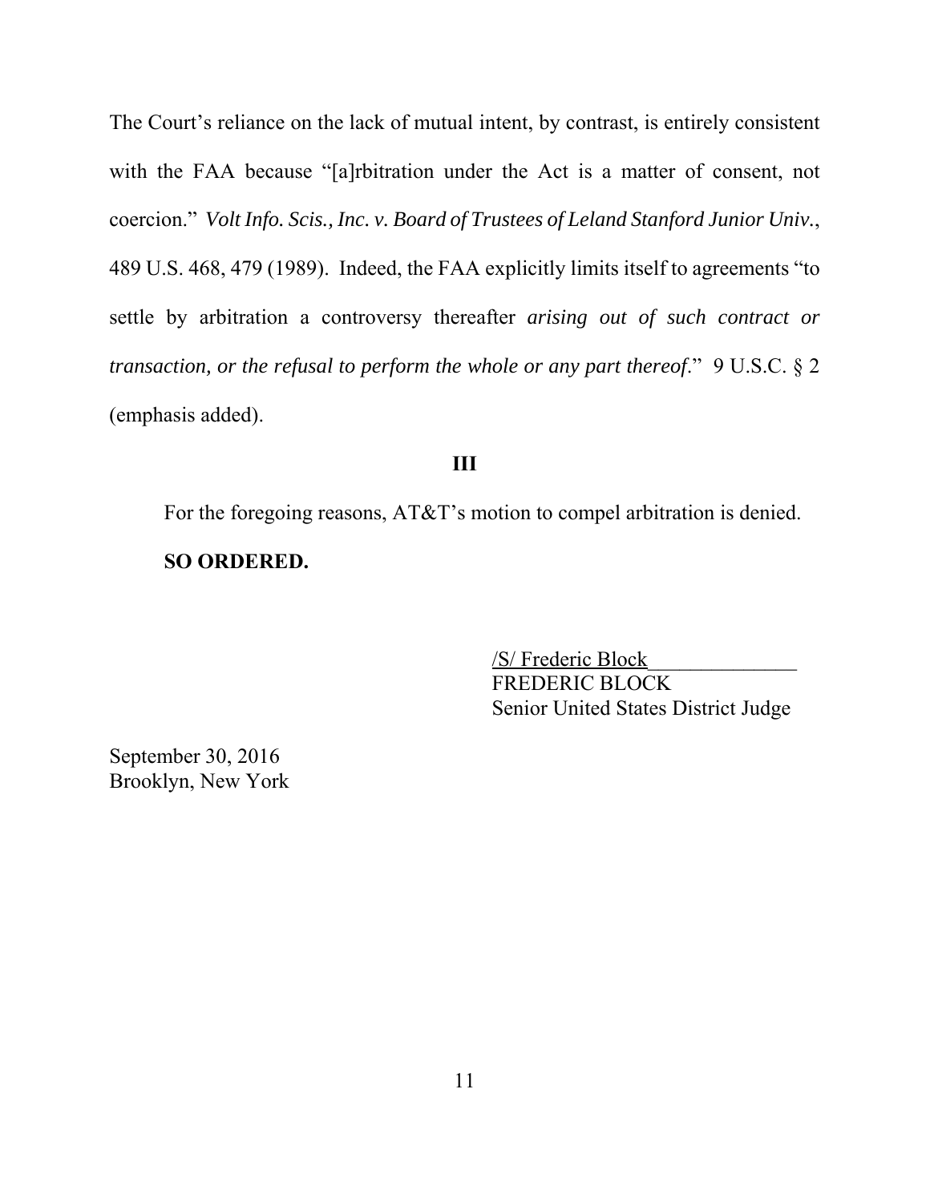The Court's reliance on the lack of mutual intent, by contrast, is entirely consistent with the FAA because "[a]rbitration under the Act is a matter of consent, not coercion." *Volt Info. Scis., Inc. v. Board of Trustees of Leland Stanford Junior Univ.*, 489 U.S. 468, 479 (1989). Indeed, the FAA explicitly limits itself to agreements "to settle by arbitration a controversy thereafter *arising out of such contract or transaction, or the refusal to perform the whole or any part thereof*." 9 U.S.C. § 2 (emphasis added).

## III

For the foregoing reasons, AT&T's motion to compel arbitration is denied.

**SO ORDERED.**

/S/ Frederic Block
FREDERIC BLOCK
Senior United States District Judge

September 30, 2016
Brooklyn, New York